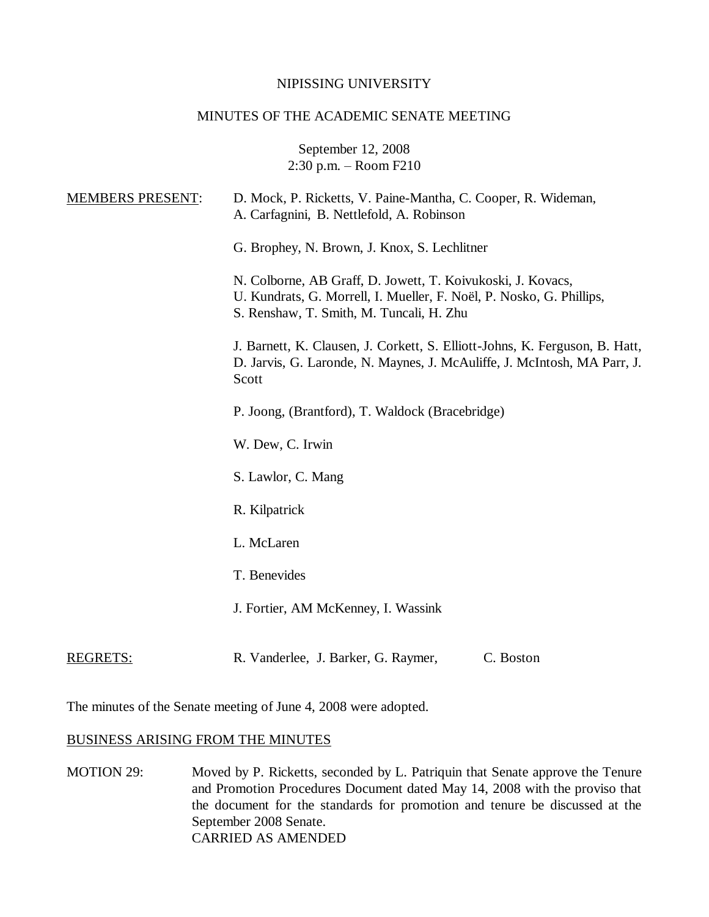NIPISSING UNIVERSITY

MINUTES OF THE ACADEMIC SENATE MEETING

September 12, 2008
2:30 p.m. – Room F210

MEMBERS PRESENT: D. Mock, P. Ricketts, V. Paine-Mantha, C. Cooper, R. Wideman, A. Carfagnini, B. Nettlefold, A. Robinson

G. Brophey, N. Brown, J. Knox, S. Lechlitner

N. Colborne, AB Graff, D. Jowett, T. Koivukoski, J. Kovacs, U. Kundrats, G. Morrell, I. Mueller, F. Noël, P. Nosko, G. Phillips, S. Renshaw, T. Smith, M. Tuncali, H. Zhu

J. Barnett, K. Clausen, J. Corkett, S. Elliott-Johns, K. Ferguson, B. Hatt, D. Jarvis, G. Laronde, N. Maynes, J. McAuliffe, J. McIntosh, MA Parr, J. Scott

P. Joong, (Brantford), T. Waldock (Bracebridge)

W. Dew, C. Irwin

S. Lawlor, C. Mang

R. Kilpatrick

L. McLaren

T. Benevides

J. Fortier, AM McKenney, I. Wassink

REGRETS: R. Vanderlee, J. Barker, G. Raymer, C. Boston

The minutes of the Senate meeting of June 4, 2008 were adopted.

BUSINESS ARISING FROM THE MINUTES

MOTION 29: Moved by P. Ricketts, seconded by L. Patriquin that Senate approve the Tenure and Promotion Procedures Document dated May 14, 2008 with the proviso that the document for the standards for promotion and tenure be discussed at the September 2008 Senate.
CARRIED AS AMENDED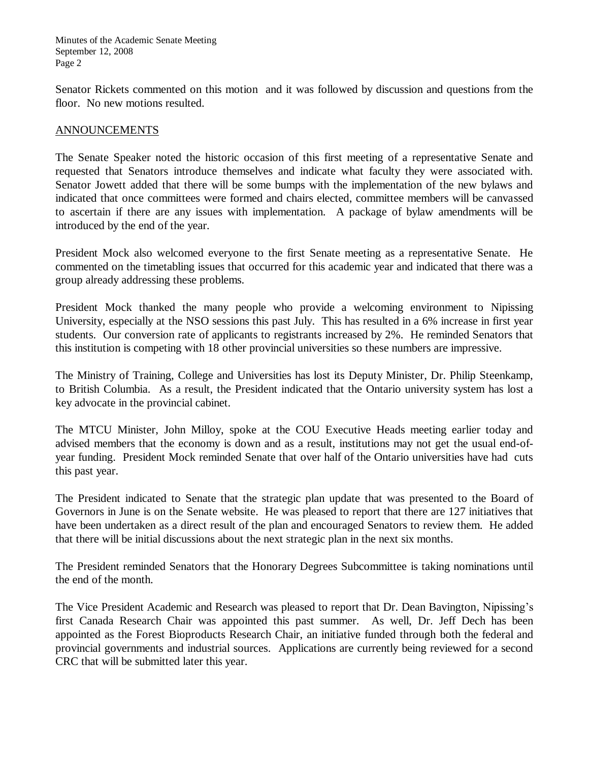Senator Rickets commented on this motion and it was followed by discussion and questions from the floor. No new motions resulted.

## ANNOUNCEMENTS

The Senate Speaker noted the historic occasion of this first meeting of a representative Senate and requested that Senators introduce themselves and indicate what faculty they were associated with. Senator Jowett added that there will be some bumps with the implementation of the new bylaws and indicated that once committees were formed and chairs elected, committee members will be canvassed to ascertain if there are any issues with implementation. A package of bylaw amendments will be introduced by the end of the year.

President Mock also welcomed everyone to the first Senate meeting as a representative Senate. He commented on the timetabling issues that occurred for this academic year and indicated that there was a group already addressing these problems.

President Mock thanked the many people who provide a welcoming environment to Nipissing University, especially at the NSO sessions this past July. This has resulted in a 6% increase in first year students. Our conversion rate of applicants to registrants increased by 2%. He reminded Senators that this institution is competing with 18 other provincial universities so these numbers are impressive.

The Ministry of Training, College and Universities has lost its Deputy Minister, Dr. Philip Steenkamp, to British Columbia. As a result, the President indicated that the Ontario university system has lost a key advocate in the provincial cabinet.

The MTCU Minister, John Milloy, spoke at the COU Executive Heads meeting earlier today and advised members that the economy is down and as a result, institutions may not get the usual end-of-year funding. President Mock reminded Senate that over half of the Ontario universities have had cuts this past year.

The President indicated to Senate that the strategic plan update that was presented to the Board of Governors in June is on the Senate website. He was pleased to report that there are 127 initiatives that have been undertaken as a direct result of the plan and encouraged Senators to review them. He added that there will be initial discussions about the next strategic plan in the next six months.

The President reminded Senators that the Honorary Degrees Subcommittee is taking nominations until the end of the month.

The Vice President Academic and Research was pleased to report that Dr. Dean Bavington, Nipissing's first Canada Research Chair was appointed this past summer. As well, Dr. Jeff Dech has been appointed as the Forest Bioproducts Research Chair, an initiative funded through both the federal and provincial governments and industrial sources. Applications are currently being reviewed for a second CRC that will be submitted later this year.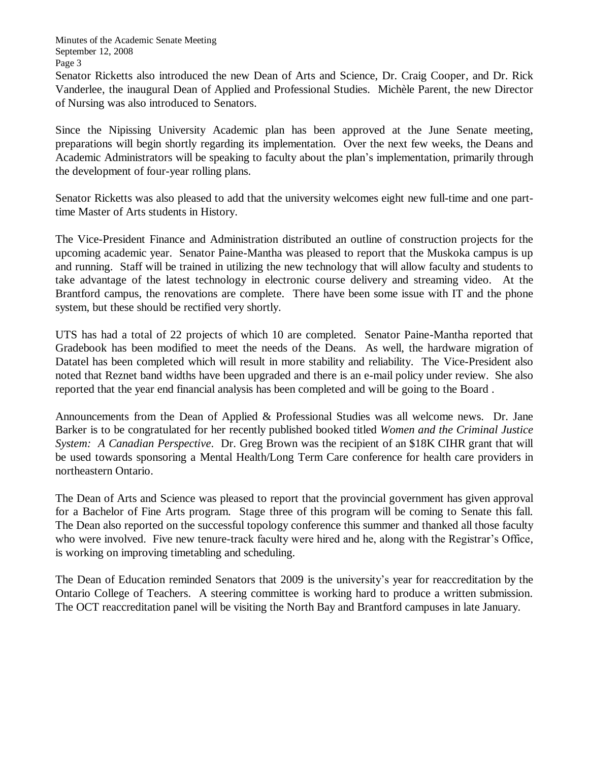Senator Ricketts also introduced the new Dean of Arts and Science, Dr. Craig Cooper, and Dr. Rick Vanderlee, the inaugural Dean of Applied and Professional Studies. Michèle Parent, the new Director of Nursing was also introduced to Senators.

Since the Nipissing University Academic plan has been approved at the June Senate meeting, preparations will begin shortly regarding its implementation. Over the next few weeks, the Deans and Academic Administrators will be speaking to faculty about the plan's implementation, primarily through the development of four-year rolling plans.

Senator Ricketts was also pleased to add that the university welcomes eight new full-time and one part-time Master of Arts students in History.

The Vice-President Finance and Administration distributed an outline of construction projects for the upcoming academic year. Senator Paine-Mantha was pleased to report that the Muskoka campus is up and running. Staff will be trained in utilizing the new technology that will allow faculty and students to take advantage of the latest technology in electronic course delivery and streaming video. At the Brantford campus, the renovations are complete. There have been some issue with IT and the phone system, but these should be rectified very shortly.

UTS has had a total of 22 projects of which 10 are completed. Senator Paine-Mantha reported that Gradebook has been modified to meet the needs of the Deans. As well, the hardware migration of Datatel has been completed which will result in more stability and reliability. The Vice-President also noted that Reznet band widths have been upgraded and there is an e-mail policy under review. She also reported that the year end financial analysis has been completed and will be going to the Board .

Announcements from the Dean of Applied & Professional Studies was all welcome news. Dr. Jane Barker is to be congratulated for her recently published booked titled *Women and the Criminal Justice System: A Canadian Perspective*. Dr. Greg Brown was the recipient of an $18K CIHR grant that will be used towards sponsoring a Mental Health/Long Term Care conference for health care providers in northeastern Ontario.

The Dean of Arts and Science was pleased to report that the provincial government has given approval for a Bachelor of Fine Arts program. Stage three of this program will be coming to Senate this fall. The Dean also reported on the successful topology conference this summer and thanked all those faculty who were involved. Five new tenure-track faculty were hired and he, along with the Registrar's Office, is working on improving timetabling and scheduling.

The Dean of Education reminded Senators that 2009 is the university's year for reaccreditation by the Ontario College of Teachers. A steering committee is working hard to produce a written submission. The OCT reaccreditation panel will be visiting the North Bay and Brantford campuses in late January.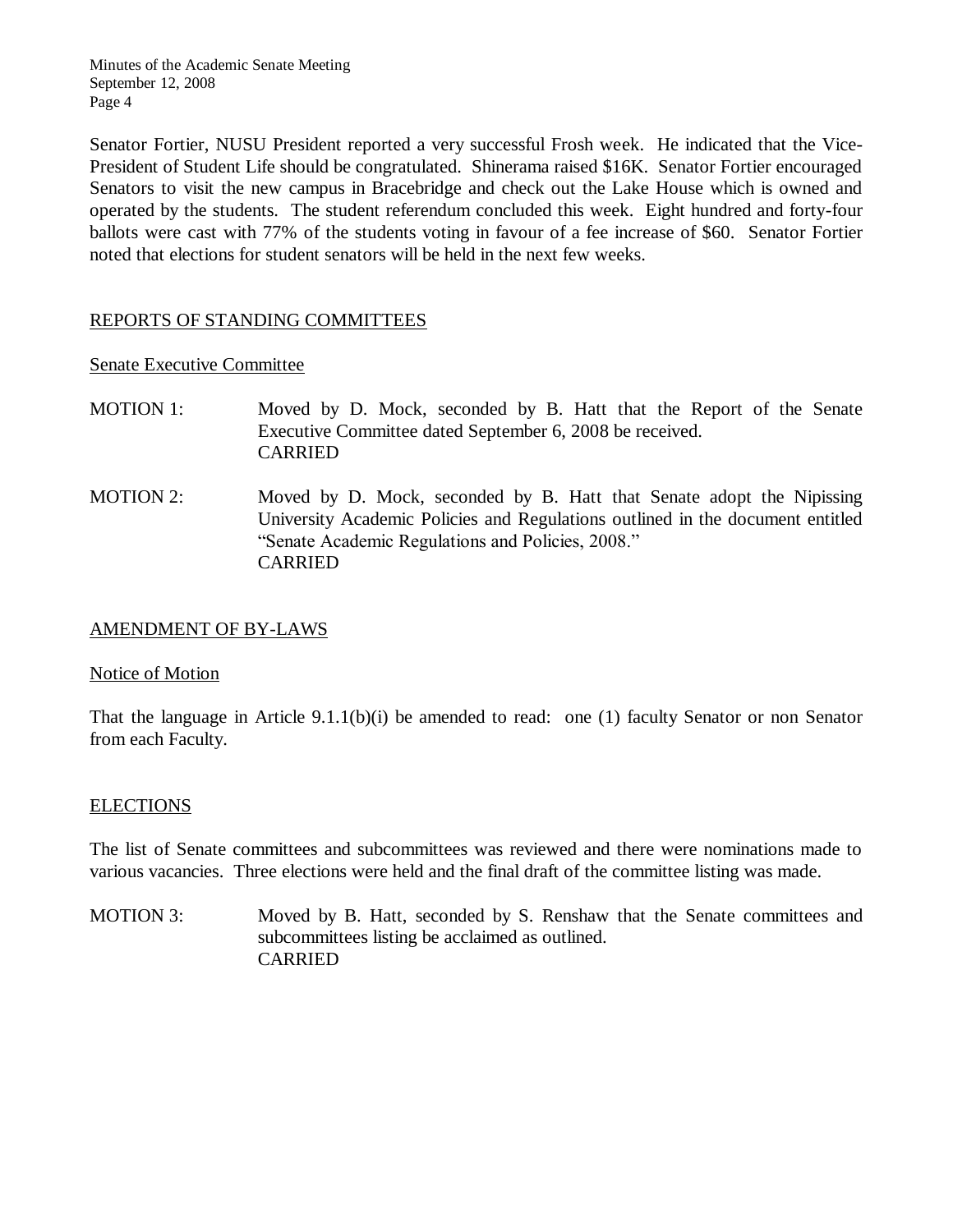Senator Fortier, NUSU President reported a very successful Frosh week. He indicated that the Vice-President of Student Life should be congratulated. Shinerama raised $16K. Senator Fortier encouraged Senators to visit the new campus in Bracebridge and check out the Lake House which is owned and operated by the students. The student referendum concluded this week. Eight hundred and forty-four ballots were cast with 77% of the students voting in favour of a fee increase of $60. Senator Fortier noted that elections for student senators will be held in the next few weeks.

## REPORTS OF STANDING COMMITTEES

### Senate Executive Committee

MOTION 1: Moved by D. Mock, seconded by B. Hatt that the Report of the Senate Executive Committee dated September 6, 2008 be received.
CARRIED

MOTION 2: Moved by D. Mock, seconded by B. Hatt that Senate adopt the Nipissing University Academic Policies and Regulations outlined in the document entitled "Senate Academic Regulations and Policies, 2008."
CARRIED

## AMENDMENT OF BY-LAWS

### Notice of Motion

That the language in Article 9.1.1(b)(i) be amended to read: one (1) faculty Senator or non Senator from each Faculty.

## ELECTIONS

The list of Senate committees and subcommittees was reviewed and there were nominations made to various vacancies. Three elections were held and the final draft of the committee listing was made.

MOTION 3: Moved by B. Hatt, seconded by S. Renshaw that the Senate committees and subcommittees listing be acclaimed as outlined.
CARRIED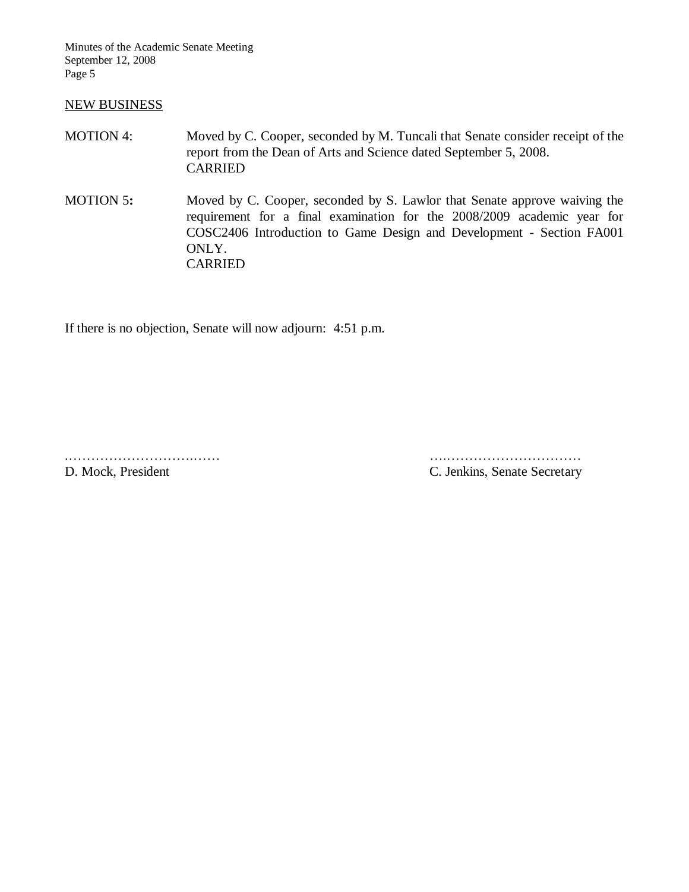NEW BUSINESS

MOTION 4: Moved by C. Cooper, seconded by M. Tuncali that Senate consider receipt of the report from the Dean of Arts and Science dated September 5, 2008.
CARRIED

MOTION 5: Moved by C. Cooper, seconded by S. Lawlor that Senate approve waiving the requirement for a final examination for the 2008/2009 academic year for COSC2406 Introduction to Game Design and Development - Section FA001 ONLY.
CARRIED

If there is no objection, Senate will now adjourn: 4:51 p.m.

……………………….……
D. Mock, President

…..…………………………
C. Jenkins, Senate Secretary